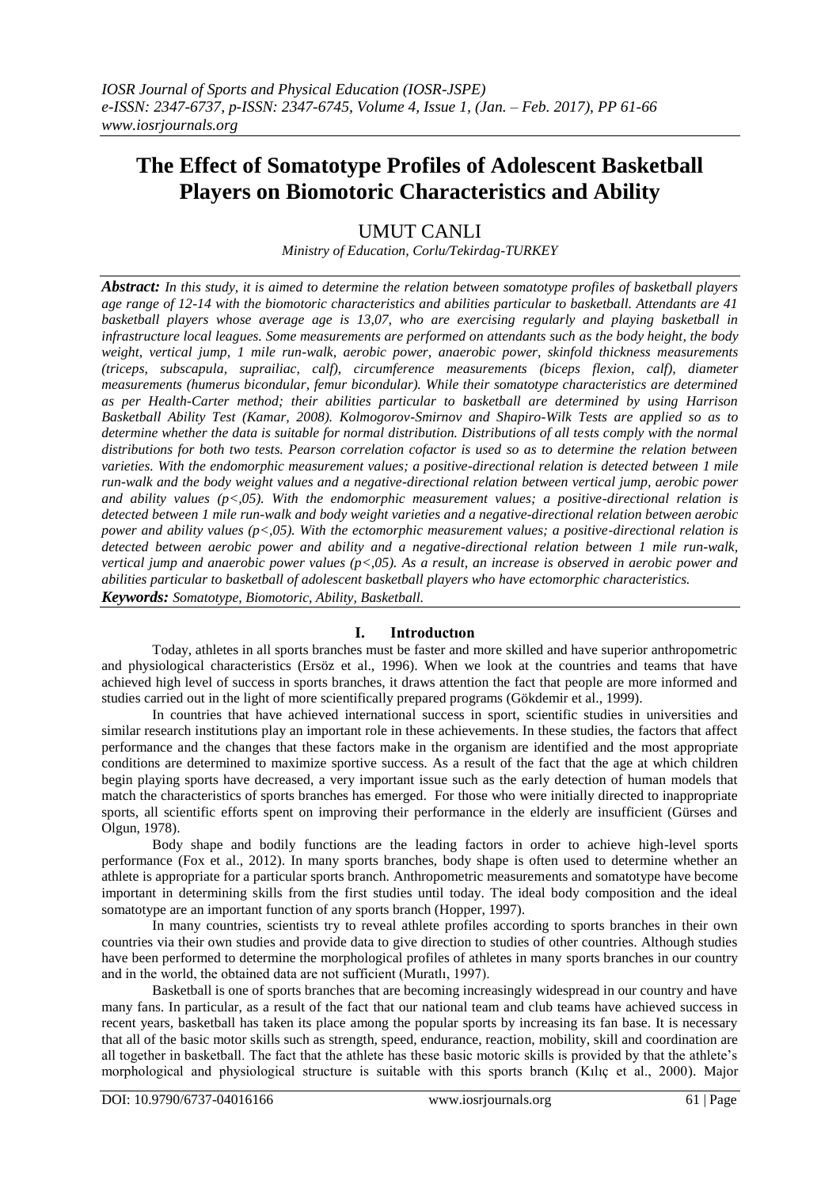# The Effect of Somatotype Profiles of Adolescent Basketball Players on Biomotoric Characteristics and Ability

UMUT CANLI

*Ministry of Education, Corlu/Tekirdag-TURKEY*

***Abstract:*** *In this study, it is aimed to determine the relation between somatotype profiles of basketball players age range of 12-14 with the biomotoric characteristics and abilities particular to basketball. Attendants are 41 basketball players whose average age is 13,07, who are exercising regularly and playing basketball in infrastructure local leagues. Some measurements are performed on attendants such as the body height, the body weight, vertical jump, 1 mile run-walk, aerobic power, anaerobic power, skinfold thickness measurements (triceps, subscapula, suprailiac, calf), circumference measurements (biceps flexion, calf), diameter measurements (humerus bicondular, femur bicondular). While their somatotype characteristics are determined as per Health-Carter method; their abilities particular to basketball are determined by using Harrison Basketball Ability Test (Kamar, 2008). Kolmogorov-Smirnov and Shapiro-Wilk Tests are applied so as to determine whether the data is suitable for normal distribution. Distributions of all tests comply with the normal distributions for both two tests. Pearson correlation cofactor is used so as to determine the relation between varieties. With the endomorphic measurement values; a positive-directional relation is detected between 1 mile run-walk and the body weight values and a negative-directional relation between vertical jump, aerobic power and ability values (p<,05). With the endomorphic measurement values; a positive-directional relation is detected between 1 mile run-walk and body weight varieties and a negative-directional relation between aerobic power and ability values (p<,05). With the ectomorphic measurement values; a positive-directional relation is detected between aerobic power and ability and a negative-directional relation between 1 mile run-walk, vertical jump and anaerobic power values (p<,05). As a result, an increase is observed in aerobic power and abilities particular to basketball of adolescent basketball players who have ectomorphic characteristics.*

***Keywords:*** *Somatotype, Biomotoric, Ability, Basketball.*

## I. Introductıon

Today, athletes in all sports branches must be faster and more skilled and have superior anthropometric and physiological characteristics (Ersöz et al., 1996). When we look at the countries and teams that have achieved high level of success in sports branches, it draws attention the fact that people are more informed and studies carried out in the light of more scientifically prepared programs (Gökdemir et al., 1999).

In countries that have achieved international success in sport, scientific studies in universities and similar research institutions play an important role in these achievements. In these studies, the factors that affect performance and the changes that these factors make in the organism are identified and the most appropriate conditions are determined to maximize sportive success. As a result of the fact that the age at which children begin playing sports have decreased, a very important issue such as the early detection of human models that match the characteristics of sports branches has emerged. For those who were initially directed to inappropriate sports, all scientific efforts spent on improving their performance in the elderly are insufficient (Gürses and Olgun, 1978).

Body shape and bodily functions are the leading factors in order to achieve high-level sports performance (Fox et al., 2012). In many sports branches, body shape is often used to determine whether an athlete is appropriate for a particular sports branch. Anthropometric measurements and somatotype have become important in determining skills from the first studies until today. The ideal body composition and the ideal somatotype are an important function of any sports branch (Hopper, 1997).

In many countries, scientists try to reveal athlete profiles according to sports branches in their own countries via their own studies and provide data to give direction to studies of other countries. Although studies have been performed to determine the morphological profiles of athletes in many sports branches in our country and in the world, the obtained data are not sufficient (Muratlı, 1997).

Basketball is one of sports branches that are becoming increasingly widespread in our country and have many fans. In particular, as a result of the fact that our national team and club teams have achieved success in recent years, basketball has taken its place among the popular sports by increasing its fan base. It is necessary that all of the basic motor skills such as strength, speed, endurance, reaction, mobility, skill and coordination are all together in basketball. The fact that the athlete has these basic motoric skills is provided by that the athlete's morphological and physiological structure is suitable with this sports branch (Kılıç et al., 2000). Major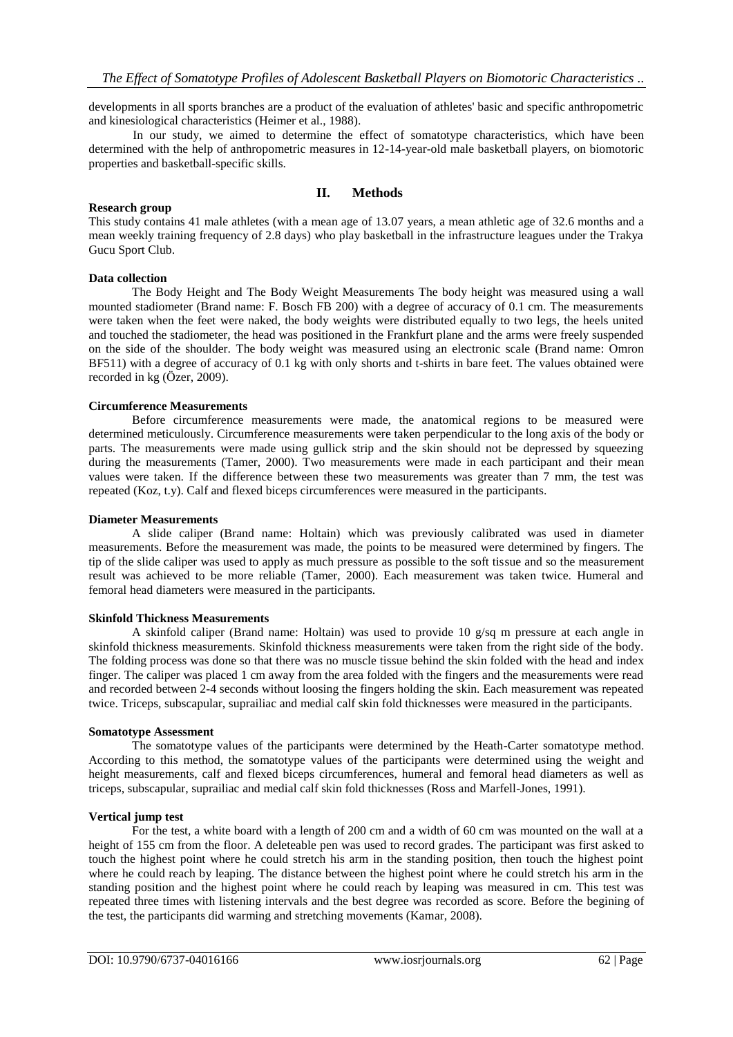developments in all sports branches are a product of the evaluation of athletes' basic and specific anthropometric and kinesiological characteristics (Heimer et al., 1988).

In our study, we aimed to determine the effect of somatotype characteristics, which have been determined with the help of anthropometric measures in 12-14-year-old male basketball players, on biomotoric properties and basketball-specific skills.

## II. Methods

**Research group**

This study contains 41 male athletes (with a mean age of 13.07 years, a mean athletic age of 32.6 months and a mean weekly training frequency of 2.8 days) who play basketball in the infrastructure leagues under the Trakya Gucu Sport Club.

**Data collection**

The Body Height and The Body Weight Measurements The body height was measured using a wall mounted stadiometer (Brand name: F. Bosch FB 200) with a degree of accuracy of 0.1 cm. The measurements were taken when the feet were naked, the body weights were distributed equally to two legs, the heels united and touched the stadiometer, the head was positioned in the Frankfurt plane and the arms were freely suspended on the side of the shoulder. The body weight was measured using an electronic scale (Brand name: Omron BF511) with a degree of accuracy of 0.1 kg with only shorts and t-shirts in bare feet. The values obtained were recorded in kg (Özer, 2009).

**Circumference Measurements**

Before circumference measurements were made, the anatomical regions to be measured were determined meticulously. Circumference measurements were taken perpendicular to the long axis of the body or parts. The measurements were made using gullick strip and the skin should not be depressed by squeezing during the measurements (Tamer, 2000). Two measurements were made in each participant and their mean values were taken. If the difference between these two measurements was greater than 7 mm, the test was repeated (Koz, t.y). Calf and flexed biceps circumferences were measured in the participants.

**Diameter Measurements**

A slide caliper (Brand name: Holtain) which was previously calibrated was used in diameter measurements. Before the measurement was made, the points to be measured were determined by fingers. The tip of the slide caliper was used to apply as much pressure as possible to the soft tissue and so the measurement result was achieved to be more reliable (Tamer, 2000). Each measurement was taken twice. Humeral and femoral head diameters were measured in the participants.

**Skinfold Thickness Measurements**

A skinfold caliper (Brand name: Holtain) was used to provide 10 g/sq m pressure at each angle in skinfold thickness measurements. Skinfold thickness measurements were taken from the right side of the body. The folding process was done so that there was no muscle tissue behind the skin folded with the head and index finger. The caliper was placed 1 cm away from the area folded with the fingers and the measurements were read and recorded between 2-4 seconds without loosing the fingers holding the skin. Each measurement was repeated twice. Triceps, subscapular, suprailiac and medial calf skin fold thicknesses were measured in the participants.

**Somatotype Assessment**

The somatotype values of the participants were determined by the Heath-Carter somatotype method. According to this method, the somatotype values of the participants were determined using the weight and height measurements, calf and flexed biceps circumferences, humeral and femoral head diameters as well as triceps, subscapular, suprailiac and medial calf skin fold thicknesses (Ross and Marfell-Jones, 1991).

**Vertical jump test**

For the test, a white board with a length of 200 cm and a width of 60 cm was mounted on the wall at a height of 155 cm from the floor. A deleteable pen was used to record grades. The participant was first asked to touch the highest point where he could stretch his arm in the standing position, then touch the highest point where he could reach by leaping. The distance between the highest point where he could stretch his arm in the standing position and the highest point where he could reach by leaping was measured in cm. This test was repeated three times with listening intervals and the best degree was recorded as score. Before the begining of the test, the participants did warming and stretching movements (Kamar, 2008).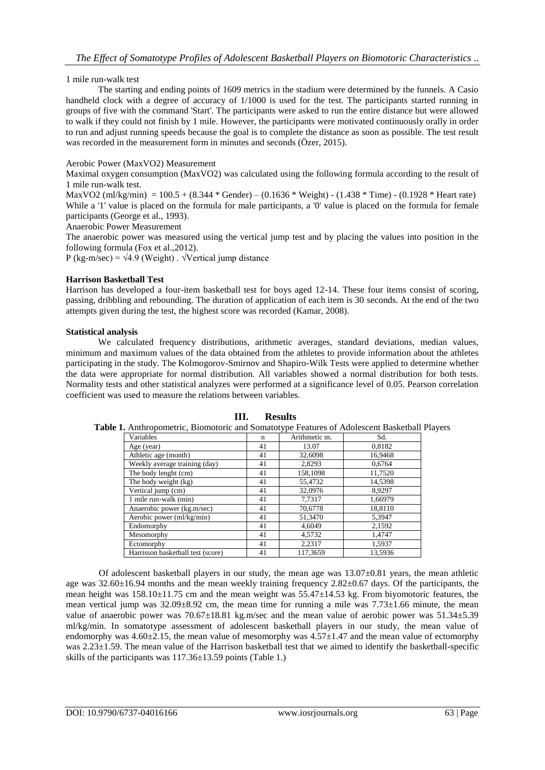1 mile run-walk test

The starting and ending points of 1609 metrics in the stadium were determined by the funnels. A Casio handheld clock with a degree of accuracy of 1/1000 is used for the test. The participants started running in groups of five with the command 'Start'. The participants were asked to run the entire distance but were allowed to walk if they could not finish by 1 mile. However, the participants were motivated continuously orally in order to run and adjust running speeds because the goal is to complete the distance as soon as possible. The test result was recorded in the measurement form in minutes and seconds (Özer, 2015).

Aerobic Power (MaxVO2) Measurement

Maximal oxygen consumption (MaxVO2) was calculated using the following formula according to the result of 1 mile run-walk test.

MaxVO2 (ml/kg/min) = 100.5 + (8.344 * Gender) – (0.1636 * Weight) - (1.438 * Time) - (0.1928 * Heart rate)
While a '1' value is placed on the formula for male participants, a '0' value is placed on the formula for female participants (George et al., 1993).

Anaerobic Power Measurement

The anaerobic power was measured using the vertical jump test and by placing the values into position in the following formula (Fox et al.,2012).

P (kg-m/sec) = $\sqrt{4.9}$ (Weight) . $\sqrt{\text{Vertical jump distance}}$

**Harrison Basketball Test**

Harrison has developed a four-item basketball test for boys aged 12-14. These four items consist of scoring, passing, dribbling and rebounding. The duration of application of each item is 30 seconds. At the end of the two attempts given during the test, the highest score was recorded (Kamar, 2008).

**Statistical analysis**

We calculated frequency distributions, arithmetic averages, standard deviations, median values, minimum and maximum values of the data obtained from the athletes to provide information about the athletes participating in the study. The Kolmogorov-Smirnov and Shapiro-Wilk Tests were applied to determine whether the data were appropriate for normal distribution. All variables showed a normal distribution for both tests. Normality tests and other statistical analyzes were performed at a significance level of 0.05. Pearson correlation coefficient was used to measure the relations between variables.

## III. Results

**Table 1.** Anthropometric, Biomotoric and Somatotype Features of Adolescent Basketball Players

| Variables | n | Arithmetic m. | Sd. |
|---|---|---|---|
| Age (year) | 41 | 13.07 | 0,8182 |
| Athletic age (month) | 41 | 32,6098 | 16,9468 |
| Weekly average training (day) | 41 | 2,8293 | 0,6764 |
| The body lenght (cm) | 41 | 158,1098 | 11,7520 |
| The body weight (kg) | 41 | 55,4732 | 14,5398 |
| Vertical jump (cm) | 41 | 32,0976 | 8,9297 |
| 1 mile run-walk (min) | 41 | 7,7317 | 1,66979 |
| Anaerobic power (kg.m/sec) | 41 | 70,6778 | 18,8110 |
| Aerobic power (ml/kg/min) | 41 | 51,3470 | 5,3947 |
| Endomorphy | 41 | 4,6049 | 2,1592 |
| Mesomorphy | 41 | 4,5732 | 1,4747 |
| Ectomorphy | 41 | 2,2317 | 1,5937 |
| Harrisson basketball test (score) | 41 | 117,3659 | 13,5936 |

Of adolescent basketball players in our study, the mean age was 13.07±0.81 years, the mean athletic age was 32.60±16.94 months and the mean weekly training frequency 2.82±0.67 days. Of the participants, the mean height was 158.10±11.75 cm and the mean weight was 55.47±14.53 kg. From biyomotoric features, the mean vertical jump was 32.09±8.92 cm, the mean time for running a mile was 7.73±1.66 minute, the mean value of anaerobic power was 70.67±18.81 kg.m/sec and the mean value of aerobic power was 51.34±5.39 ml/kg/min. In somatotype assessment of adolescent basketball players in our study, the mean value of endomorphy was 4.60±2.15, the mean value of mesomorphy was 4.57±1.47 and the mean value of ectomorphy was 2.23±1.59. The mean value of the Harrison basketball test that we aimed to identify the basketball-specific skills of the participants was 117.36±13.59 points (Table 1.)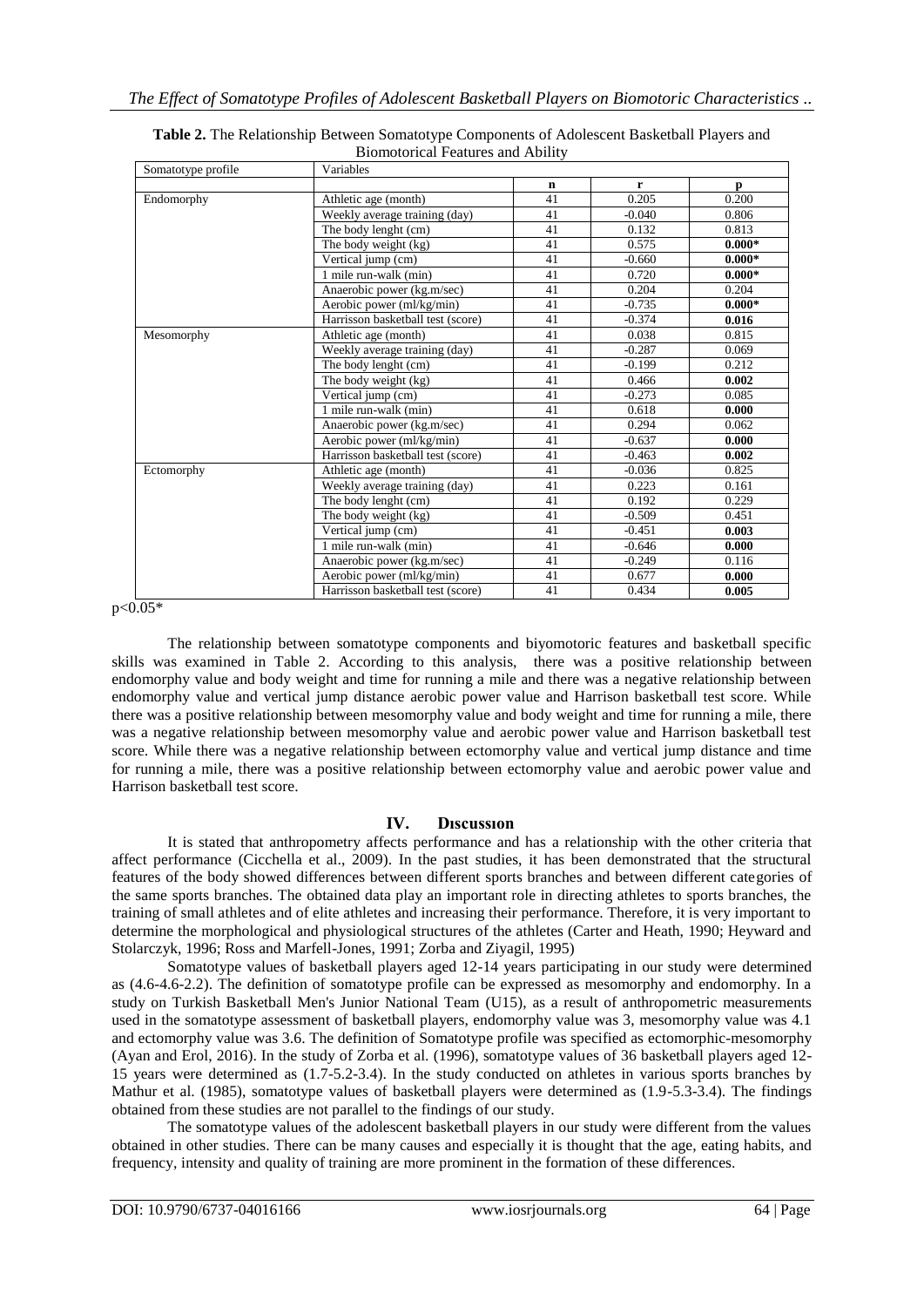**Table 2.** The Relationship Between Somatotype Components of Adolescent Basketball Players and Biomotorical Features and Ability

| Somatotype profile | Variables | | | |
|---|---|---|---|---|
| | | **n** | **r** | **p** |
| Endomorphy | Athletic age (month) | 41 | 0.205 | 0.200 |
| | Weekly average training (day) | 41 | -0.040 | 0.806 |
| | The body lenght (cm) | 41 | 0.132 | 0.813 |
| | The body weight (kg) | 41 | 0.575 | **0.000*** |
| | Vertical jump (cm) | 41 | -0.660 | **0.000*** |
| | 1 mile run-walk (min) | 41 | 0.720 | **0.000*** |
| | Anaerobic power (kg.m/sec) | 41 | 0.204 | 0.204 |
| | Aerobic power (ml/kg/min) | 41 | -0.735 | **0.000*** |
| | Harrisson basketball test (score) | 41 | -0.374 | **0.016** |
| Mesomorphy | Athletic age (month) | 41 | 0.038 | 0.815 |
| | Weekly average training (day) | 41 | -0.287 | 0.069 |
| | The body lenght (cm) | 41 | -0.199 | 0.212 |
| | The body weight (kg) | 41 | 0.466 | **0.002** |
| | Vertical jump (cm) | 41 | -0.273 | 0.085 |
| | 1 mile run-walk (min) | 41 | 0.618 | **0.000** |
| | Anaerobic power (kg.m/sec) | 41 | 0.294 | 0.062 |
| | Aerobic power (ml/kg/min) | 41 | -0.637 | **0.000** |
| | Harrisson basketball test (score) | 41 | -0.463 | **0.002** |
| Ectomorphy | Athletic age (month) | 41 | -0.036 | 0.825 |
| | Weekly average training (day) | 41 | 0.223 | 0.161 |
| | The body lenght (cm) | 41 | 0.192 | 0.229 |
| | The body weight (kg) | 41 | -0.509 | 0.451 |
| | Vertical jump (cm) | 41 | -0.451 | **0.003** |
| | 1 mile run-walk (min) | 41 | -0.646 | **0.000** |
| | Anaerobic power (kg.m/sec) | 41 | -0.249 | 0.116 |
| | Aerobic power (ml/kg/min) | 41 | 0.677 | **0.000** |
| | Harrisson basketball test (score) | 41 | 0.434 | **0.005** |

$p<0.05$*

The relationship between somatotype components and biyomotoric features and basketball specific skills was examined in Table 2. According to this analysis, there was a positive relationship between endomorphy value and body weight and time for running a mile and there was a negative relationship between endomorphy value and vertical jump distance aerobic power value and Harrison basketball test score. While there was a positive relationship between mesomorphy value and body weight and time for running a mile, there was a negative relationship between mesomorphy value and aerobic power value and Harrison basketball test score. While there was a negative relationship between ectomorphy value and vertical jump distance and time for running a mile, there was a positive relationship between ectomorphy value and aerobic power value and Harrison basketball test score.

## IV. Dıscussıon

It is stated that anthropometry affects performance and has a relationship with the other criteria that affect performance (Cicchella et al., 2009). In the past studies, it has been demonstrated that the structural features of the body showed differences between different sports branches and between different categories of the same sports branches. The obtained data play an important role in directing athletes to sports branches, the training of small athletes and of elite athletes and increasing their performance. Therefore, it is very important to determine the morphological and physiological structures of the athletes (Carter and Heath, 1990; Heyward and Stolarczyk, 1996; Ross and Marfell-Jones, 1991; Zorba and Ziyagil, 1995)

Somatotype values of basketball players aged 12-14 years participating in our study were determined as (4.6-4.6-2.2). The definition of somatotype profile can be expressed as mesomorphy and endomorphy. In a study on Turkish Basketball Men's Junior National Team (U15), as a result of anthropometric measurements used in the somatotype assessment of basketball players, endomorphy value was 3, mesomorphy value was 4.1 and ectomorphy value was 3.6. The definition of Somatotype profile was specified as ectomorphic-mesomorphy (Ayan and Erol, 2016). In the study of Zorba et al. (1996), somatotype values of 36 basketball players aged 12-15 years were determined as (1.7-5.2-3.4). In the study conducted on athletes in various sports branches by Mathur et al. (1985), somatotype values of basketball players were determined as (1.9-5.3-3.4). The findings obtained from these studies are not parallel to the findings of our study.

The somatotype values of the adolescent basketball players in our study were different from the values obtained in other studies. There can be many causes and especially it is thought that the age, eating habits, and frequency, intensity and quality of training are more prominent in the formation of these differences.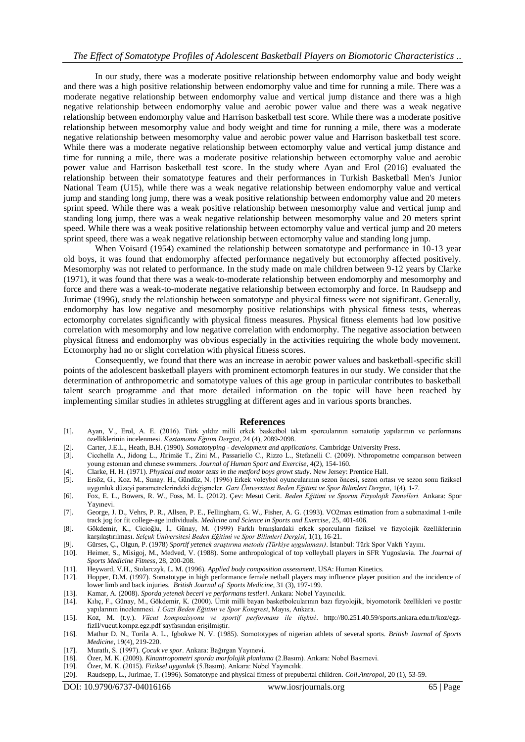In our study, there was a moderate positive relationship between endomorphy value and body weight and there was a high positive relationship between endomorphy value and time for running a mile. There was a moderate negative relationship between endomorphy value and vertical jump distance and there was a high negative relationship between endomorphy value and aerobic power value and there was a weak negative relationship between endomorphy value and Harrison basketball test score. While there was a moderate positive relationship between mesomorphy value and body weight and time for running a mile, there was a moderate negative relationship between mesomorphy value and aerobic power value and Harrison basketball test score. While there was a moderate negative relationship between ectomorphy value and vertical jump distance and time for running a mile, there was a moderate positive relationship between ectomorphy value and aerobic power value and Harrison basketball test score. In the study where Ayan and Erol (2016) evaluated the relationship between their somatotype features and their performances in Turkish Basketball Men's Junior National Team (U15), while there was a weak negative relationship between endomorphy value and vertical jump and standing long jump, there was a weak positive relationship between endomorphy value and 20 meters sprint speed. While there was a weak positive relationship between mesomorphy value and vertical jump and standing long jump, there was a weak negative relationship between mesomorphy value and 20 meters sprint speed. While there was a weak positive relationship between ectomorphy value and vertical jump and 20 meters sprint speed, there was a weak negative relationship between ectomorphy value and standing long jump.

When Voisard (1954) examined the relationship between somatotype and performance in 10-13 year old boys, it was found that endomorphy affected performance negatively but ectomorphy affected positively. Mesomorphy was not related to performance. In the study made on male children between 9-12 years by Clarke (1971), it was found that there was a weak-to-moderate relationship between endomorphy and mesomorphy and force and there was a weak-to-moderate negative relationship between ectomorphy and force. In Raudsepp and Jurimae (1996), study the relationship between somatotype and physical fitness were not significant. Generally, endomorphy has low negative and mesomorphy positive relationships with physical fitness tests, whereas ectomorphy correlates significantly with physical fitness measures. Physical fitness elements had low positive correlation with mesomorphy and low negative correlation with endomorphy. The negative association between physical fitness and endomorphy was obvious especially in the activities requiring the whole body movement. Ectomorphy had no or slight correlation with physical fitness scores.

Consequently, we found that there was an increase in aerobic power values and basketball-specific skill points of the adolescent basketball players with prominent ectomorph features in our study. We consider that the determination of anthropometric and somatotype values of this age group in particular contributes to basketball talent search programme and that more detailed information on the topic will have been reached by implementing similar studies in athletes struggling at different ages and in various sports branches.

## References

[1]. Ayan, V., Erol, A. E. (2016). Türk yıldız milli erkek basketbol takım sporcularının somatotip yapılarının ve performans özelliklerinin incelenmesi. *Kastamonu Eğitim Dergisi*, 24 (4), 2089-2098.

[2]. Carter, J.E.L., Heath, B.H. (1990). *Somatotyping - development and applications*. Cambridge University Press.

[3]. Cicchella A., Jidong L., Jürimäe T., Zini M., Passariello C., Rizzo L., Stefanelli C. (2009). Nthropometrıc comparıson between young estonıan and chınese swımmers. *Journal of Human Sport and Exercise*, 4(2), 154-160.

[4]. Clarke, H. H. (1971). *Physical and motor tests in the metford boys growt study*. New Jersey: Prentice Hall.

[5]. Ersöz, G., Koz. M., Sunay. H., Gündüz, N. (1996) Erkek voleybol oyuncularının sezon öncesi, sezon ortası ve sezon sonu fiziksel uygunluk düzeyi parametrelerindeki değişmeler. *Gazi Üniversitesi Beden Eğitimi ve Spor Bilimleri Dergisi*, 1(4), 1-7.

[6]. Fox, E. L., Bowers, R. W., Foss, M. L. (2012). Çev: Mesut Cerit. *Beden Eğitimi ve Sporun Fizyolojik Temelleri.* Ankara: Spor Yayınevi.

[7]. George, J. D., Vehrs, P. R., Allsen, P. E., Fellingham, G. W., Fisher, A. G. (1993). VO2max estimation from a submaximal 1-mile track jog for fit college-age individuals. *Medicine and Science in Sports and Exercise*, 25, 401-406.

[8]. Gökdemir, K., Cicioğlu, İ., Günay, M. (1999) Farklı branşlardaki erkek sporcuların fiziksel ve fizyolojik özelliklerinin karşılaştırılması. *Selçuk Üniversitesi Beden Eğitimi ve Spor Bilimleri Dergisi*, 1(1), 16-21.

[9]. Gürses, Ç., Olgun, P. (1978) *Sportif yetenek araştırma metodu (Türkiye uygulaması)*. İstanbul: Türk Spor Vakfı Yayını.

[10]. Heimer, S., Misigoj, M., Medved, V. (1988). Some anthropological of top volleyball players in SFR Yugoslavia. *The Journal of Sports Medicine Fitness*, 28, 200-208.

[11]. Heyward, V.H., Stolarczyk, L. M. (1996). *Applied body composition assessment*. USA: Human Kinetics.

[12]. Hopper, D.M. (1997). Somatotype in high performance female netball players may influence player position and the incidence of lower limb and back injuries. *British Journal of Sports Medicine*, 31 (3), 197-199.

[13]. Kamar, A. (2008). *Sporda yetenek beceri ve performans testleri*. Ankara: Nobel Yayıncılık.

[14]. Kılıç, F., Günay, M., Gökdemir, K. (2000). Ümit milli bayan basketbolcularının bazı fizyolojik, biyomotorik özellikleri ve postür yapılarının incelenmesi. *1.Gazi Beden Eğitimi ve Spor Kongresi*, Mayıs, Ankara.

[15]. Koz, M. (t.y.). *Vücut kompozisyonu ve sportif performans ile ilişkisi*. http://80.251.40.59/sports.ankara.edu.tr/koz/egz-fizII/vucut.kompz.egz.pdf sayfasından erişilmiştir.

[16]. Mathur D. N., Torila A. L., Igbokwe N. V. (1985). Somototypes of nigerian athlets of several sports. *British Journal of Sports Medicine*, 19(4), 219-220.

[17]. Muratlı, S. (1997). *Çocuk ve spor*. Ankara: Bağırgan Yayınevi.

[18]. Özer, M. K. (2009). *Kinantropometri sporda morfolojik planlama* (2.Basım). Ankara: Nobel Basımevi.

[19]. Özer, M. K. (2015). *Fiziksel uygunluk* (5.Basım). Ankara: Nobel Yayıncılık.

[20]. Raudsepp, L., Jurimae, T. (1996). Somatotype and physical fitness of prepubertal children. *Coll.Antropol*, 20 (1), 53-59.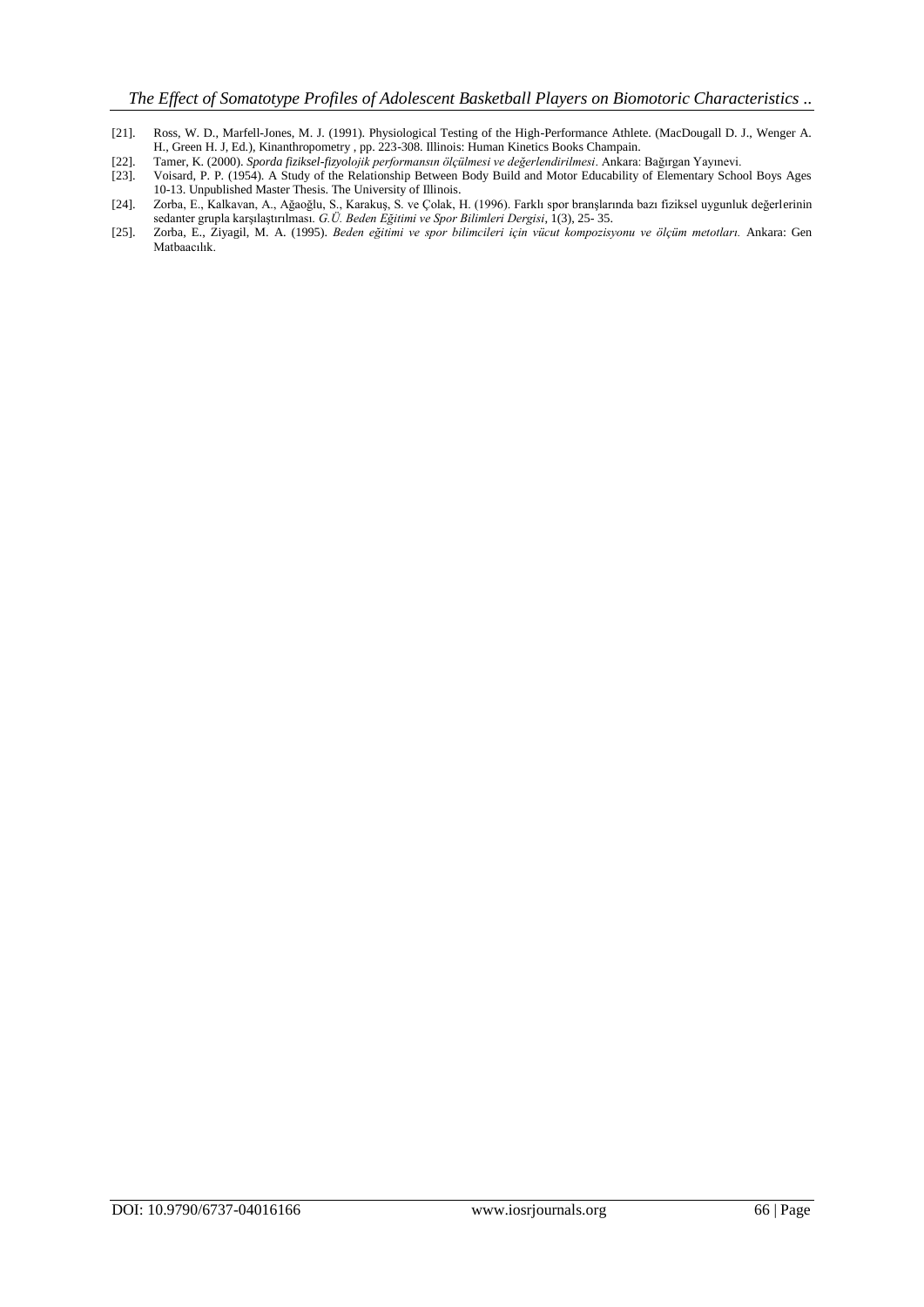[21]. Ross, W. D., Marfell-Jones, M. J. (1991). Physiological Testing of the High-Performance Athlete. (MacDougall D. J., Wenger A. H., Green H. J, Ed.), Kinanthropometry , pp. 223-308. Illinois: Human Kinetics Books Champain.

[22]. Tamer, K. (2000). *Sporda fiziksel-fizyolojik performansın ölçülmesi ve değerlendirilmesi*. Ankara: Bağırgan Yayınevi.

[23]. Voisard, P. P. (1954). A Study of the Relationship Between Body Build and Motor Educability of Elementary School Boys Ages 10-13. Unpublished Master Thesis. The University of Illinois.

[24]. Zorba, E., Kalkavan, A., Ağaoğlu, S., Karakuş, S. ve Çolak, H. (1996). Farklı spor branşlarında bazı fiziksel uygunluk değerlerinin sedanter grupla karşılaştırılması. *G.Ü. Beden Eğitimi ve Spor Bilimleri Dergisi*, 1(3), 25- 35.

[25]. Zorba, E., Ziyagil, M. A. (1995). *Beden eğitimi ve spor bilimcileri için vücut kompozisyonu ve ölçüm metotları.* Ankara: Gen Matbaacılık.